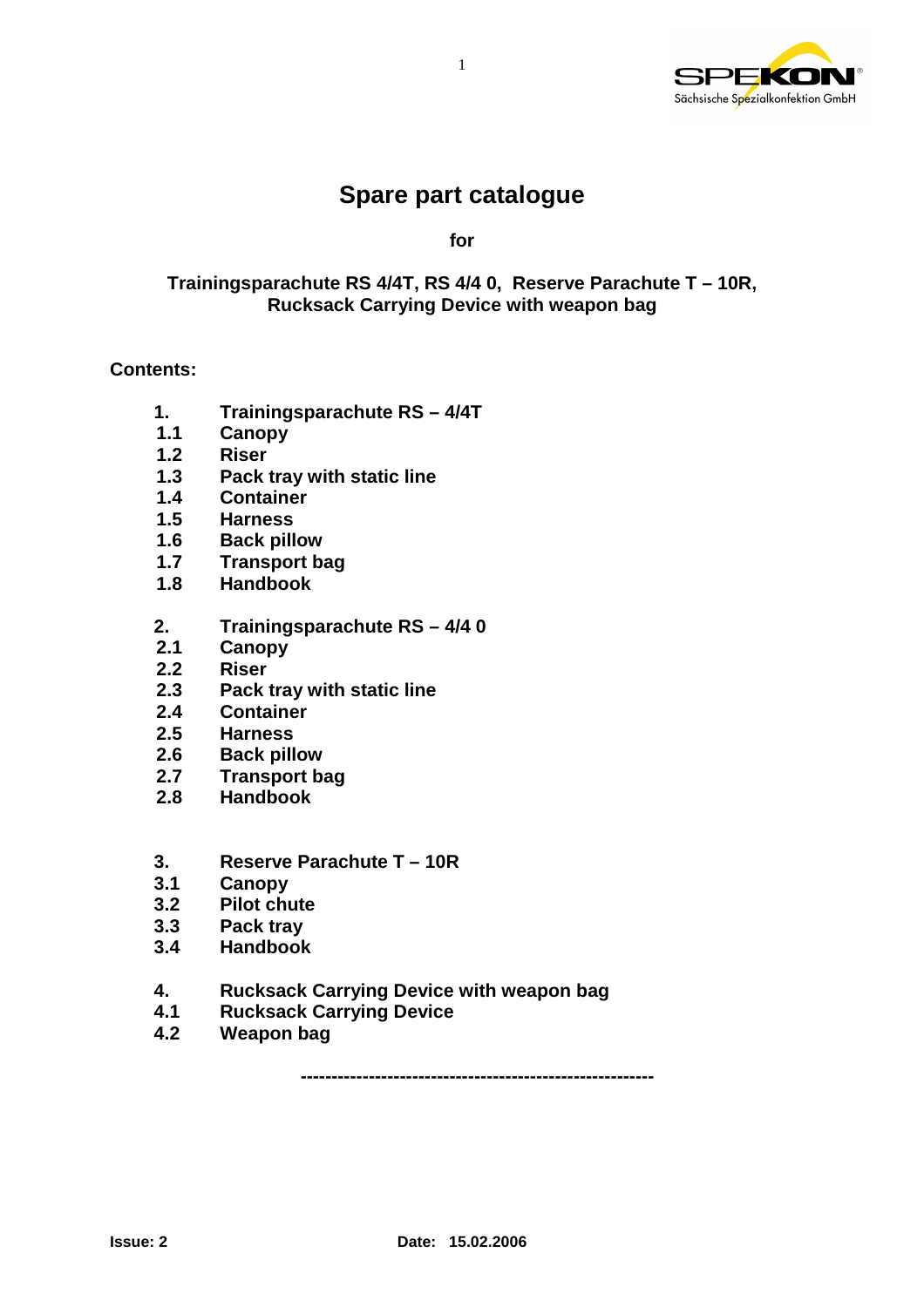# Spare part catalogue

**for**

**Trainingsparachute RS 4/4T, RS 4/4 0, Reserve Parachute T – 10R, Rucksack Carrying Device with weapon bag**

**Contents:**

**1. Trainingsparachute RS – 4/4T**
- **1.1 Canopy**
- **1.2 Riser**
- **1.3 Pack tray with static line**
- **1.4 Container**
- **1.5 Harness**
- **1.6 Back pillow**
- **1.7 Transport bag**
- **1.8 Handbook**

**2. Trainingsparachute RS – 4/4 0**
- **2.1 Canopy**
- **2.2 Riser**
- **2.3 Pack tray with static line**
- **2.4 Container**
- **2.5 Harness**
- **2.6 Back pillow**
- **2.7 Transport bag**
- **2.8 Handbook**

**3. Reserve Parachute T – 10R**
- **3.1 Canopy**
- **3.2 Pilot chute**
- **3.3 Pack tray**
- **3.4 Handbook**

**4. Rucksack Carrying Device with weapon bag**
- **4.1 Rucksack Carrying Device**
- **4.2 Weapon bag**

**--------------------------------------------------------**

**Issue: 2** **Date: 15.02.2006**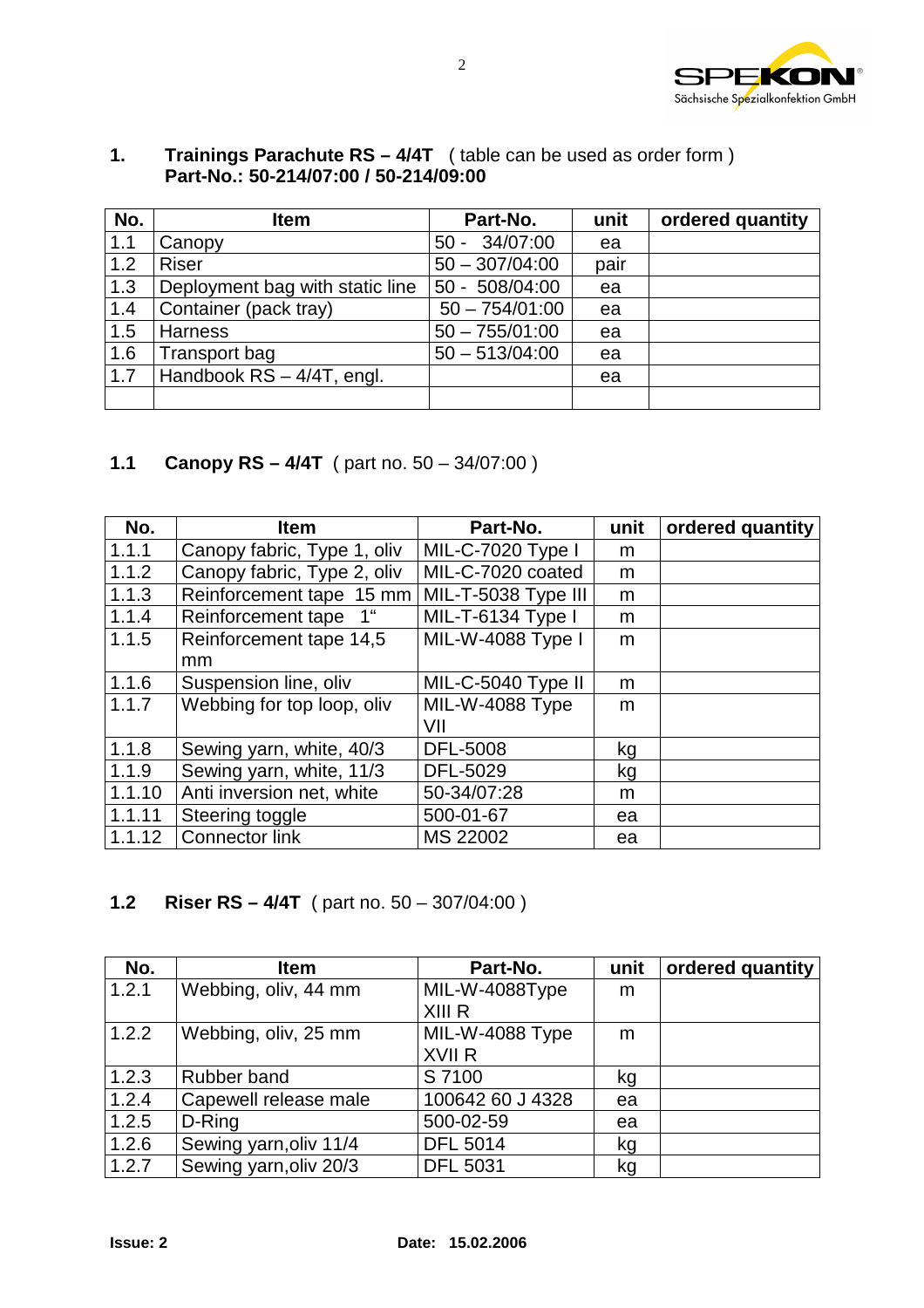## 1. Trainings Parachute RS – 4/4T ( table can be used as order form )
**Part-No.: 50-214/07:00 / 50-214/09:00**

| No. | Item | Part-No. | unit | ordered quantity |
|---|---|---|---|---|
| 1.1 | Canopy | 50 - 34/07:00 | ea | |
| 1.2 | Riser | 50 – 307/04:00 | pair | |
| 1.3 | Deployment bag with static line | 50 - 508/04:00 | ea | |
| 1.4 | Container (pack tray) | 50 – 754/01:00 | ea | |
| 1.5 | Harness | 50 – 755/01:00 | ea | |
| 1.6 | Transport bag | 50 – 513/04:00 | ea | |
| 1.7 | Handbook RS – 4/4T, engl. | | ea | |
| | | | | |

### 1.1 Canopy RS – 4/4T ( part no. 50 – 34/07:00 )

| No. | Item | Part-No. | unit | ordered quantity |
|---|---|---|---|---|
| 1.1.1 | Canopy fabric, Type 1, oliv | MIL-C-7020 Type I | m | |
| 1.1.2 | Canopy fabric, Type 2, oliv | MIL-C-7020 coated | m | |
| 1.1.3 | Reinforcement tape 15 mm | MIL-T-5038 Type III | m | |
| 1.1.4 | Reinforcement tape 1" | MIL-T-6134 Type I | m | |
| 1.1.5 | Reinforcement tape 14,5 mm | MIL-W-4088 Type I | m | |
| 1.1.6 | Suspension line, oliv | MIL-C-5040 Type II | m | |
| 1.1.7 | Webbing for top loop, oliv | MIL-W-4088 Type VII | m | |
| 1.1.8 | Sewing yarn, white, 40/3 | DFL-5008 | kg | |
| 1.1.9 | Sewing yarn, white, 11/3 | DFL-5029 | kg | |
| 1.1.10 | Anti inversion net, white | 50-34/07:28 | m | |
| 1.1.11 | Steering toggle | 500-01-67 | ea | |
| 1.1.12 | Connector link | MS 22002 | ea | |

### 1.2 Riser RS – 4/4T ( part no. 50 – 307/04:00 )

| No. | Item | Part-No. | unit | ordered quantity |
|---|---|---|---|---|
| 1.2.1 | Webbing, oliv, 44 mm | MIL-W-4088Type XIII R | m | |
| 1.2.2 | Webbing, oliv, 25 mm | MIL-W-4088 Type XVII R | m | |
| 1.2.3 | Rubber band | S 7100 | kg | |
| 1.2.4 | Capewell release male | 100642 60 J 4328 | ea | |
| 1.2.5 | D-Ring | 500-02-59 | ea | |
| 1.2.6 | Sewing yarn,oliv 11/4 | DFL 5014 | kg | |
| 1.2.7 | Sewing yarn,oliv 20/3 | DFL 5031 | kg | |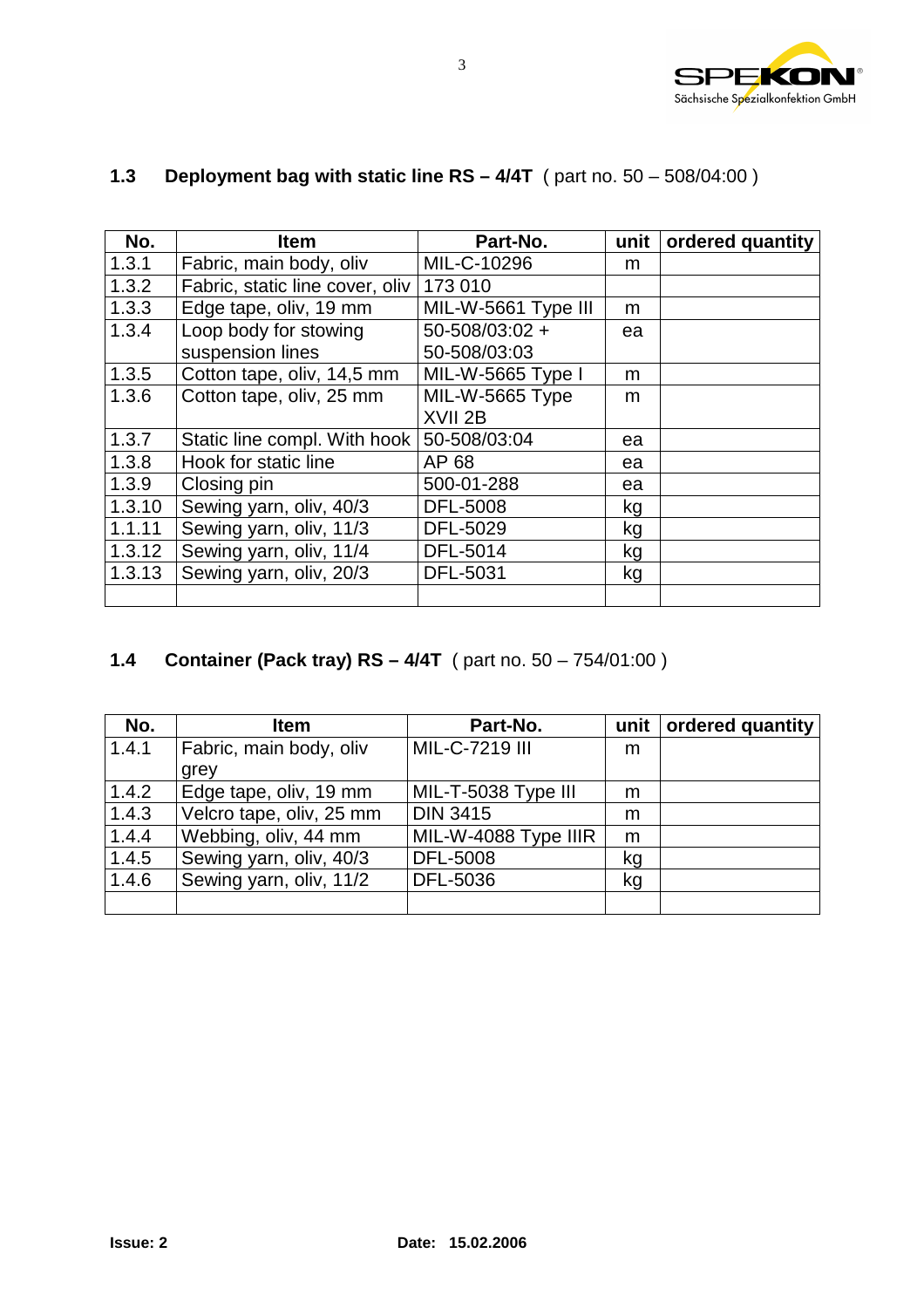### 1.3 Deployment bag with static line RS – 4/4T ( part no. 50 – 508/04:00 )

| No. | Item | Part-No. | unit | ordered quantity |
|---|---|---|---|---|
| 1.3.1 | Fabric, main body, oliv | MIL-C-10296 | m | |
| 1.3.2 | Fabric, static line cover, oliv | 173 010 | | |
| 1.3.3 | Edge tape, oliv, 19 mm | MIL-W-5661 Type III | m | |
| 1.3.4 | Loop body for stowing suspension lines | 50-508/03:02 + 50-508/03:03 | ea | |
| 1.3.5 | Cotton tape, oliv, 14,5 mm | MIL-W-5665 Type I | m | |
| 1.3.6 | Cotton tape, oliv, 25 mm | MIL-W-5665 Type XVII 2B | m | |
| 1.3.7 | Static line compl. With hook | 50-508/03:04 | ea | |
| 1.3.8 | Hook for static line | AP 68 | ea | |
| 1.3.9 | Closing pin | 500-01-288 | ea | |
| 1.3.10 | Sewing yarn, oliv, 40/3 | DFL-5008 | kg | |
| 1.1.11 | Sewing yarn, oliv, 11/3 | DFL-5029 | kg | |
| 1.3.12 | Sewing yarn, oliv, 11/4 | DFL-5014 | kg | |
| 1.3.13 | Sewing yarn, oliv, 20/3 | DFL-5031 | kg | |
| | | | | |

### 1.4 Container (Pack tray) RS – 4/4T ( part no. 50 – 754/01:00 )

| No. | Item | Part-No. | unit | ordered quantity |
|---|---|---|---|---|
| 1.4.1 | Fabric, main body, oliv grey | MIL-C-7219 III | m | |
| 1.4.2 | Edge tape, oliv, 19 mm | MIL-T-5038 Type III | m | |
| 1.4.3 | Velcro tape, oliv, 25 mm | DIN 3415 | m | |
| 1.4.4 | Webbing, oliv, 44 mm | MIL-W-4088 Type IIIR | m | |
| 1.4.5 | Sewing yarn, oliv, 40/3 | DFL-5008 | kg | |
| 1.4.6 | Sewing yarn, oliv, 11/2 | DFL-5036 | kg | |
| | | | | |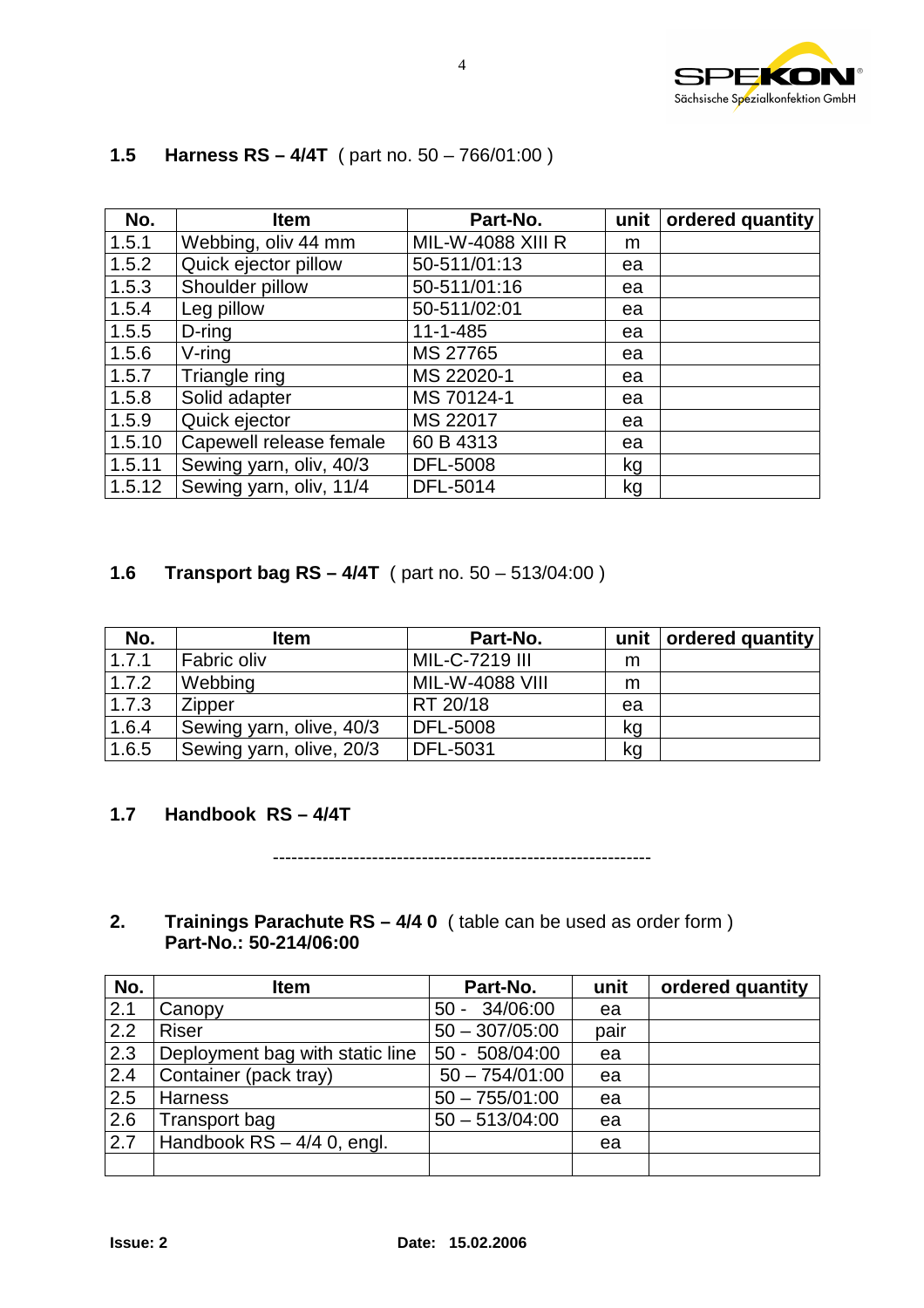### 1.5 **Harness RS – 4/4T** ( part no. 50 – 766/01:00 )

| No. | Item | Part-No. | unit | ordered quantity |
|---|---|---|---|---|
| 1.5.1 | Webbing, oliv 44 mm | MIL-W-4088 XIII R | m | |
| 1.5.2 | Quick ejector pillow | 50-511/01:13 | ea | |
| 1.5.3 | Shoulder pillow | 50-511/01:16 | ea | |
| 1.5.4 | Leg pillow | 50-511/02:01 | ea | |
| 1.5.5 | D-ring | 11-1-485 | ea | |
| 1.5.6 | V-ring | MS 27765 | ea | |
| 1.5.7 | Triangle ring | MS 22020-1 | ea | |
| 1.5.8 | Solid adapter | MS 70124-1 | ea | |
| 1.5.9 | Quick ejector | MS 22017 | ea | |
| 1.5.10 | Capewell release female | 60 B 4313 | ea | |
| 1.5.11 | Sewing yarn, oliv, 40/3 | DFL-5008 | kg | |
| 1.5.12 | Sewing yarn, oliv, 11/4 | DFL-5014 | kg | |

### 1.6 **Transport bag RS – 4/4T** ( part no. 50 – 513/04:00 )

| No. | Item | Part-No. | unit | ordered quantity |
|---|---|---|---|---|
| 1.7.1 | Fabric oliv | MIL-C-7219 III | m | |
| 1.7.2 | Webbing | MIL-W-4088 VIII | m | |
| 1.7.3 | Zipper | RT 20/18 | ea | |
| 1.6.4 | Sewing yarn, olive, 40/3 | DFL-5008 | kg | |
| 1.6.5 | Sewing yarn, olive, 20/3 | DFL-5031 | kg | |

### 1.7 **Handbook RS – 4/4T**

-----------------------------------------------------------

## 2. **Trainings Parachute RS – 4/4 0** ( table can be used as order form ) **Part-No.: 50-214/06:00**

| No. | Item | Part-No. | unit | ordered quantity |
|---|---|---|---|---|
| 2.1 | Canopy | 50 - 34/06:00 | ea | |
| 2.2 | Riser | 50 – 307/05:00 | pair | |
| 2.3 | Deployment bag with static line | 50 - 508/04:00 | ea | |
| 2.4 | Container (pack tray) | 50 – 754/01:00 | ea | |
| 2.5 | Harness | 50 – 755/01:00 | ea | |
| 2.6 | Transport bag | 50 – 513/04:00 | ea | |
| 2.7 | Handbook RS – 4/4 0, engl. | | ea | |
| | | | | |

**Issue: 2** **Date: 15.02.2006**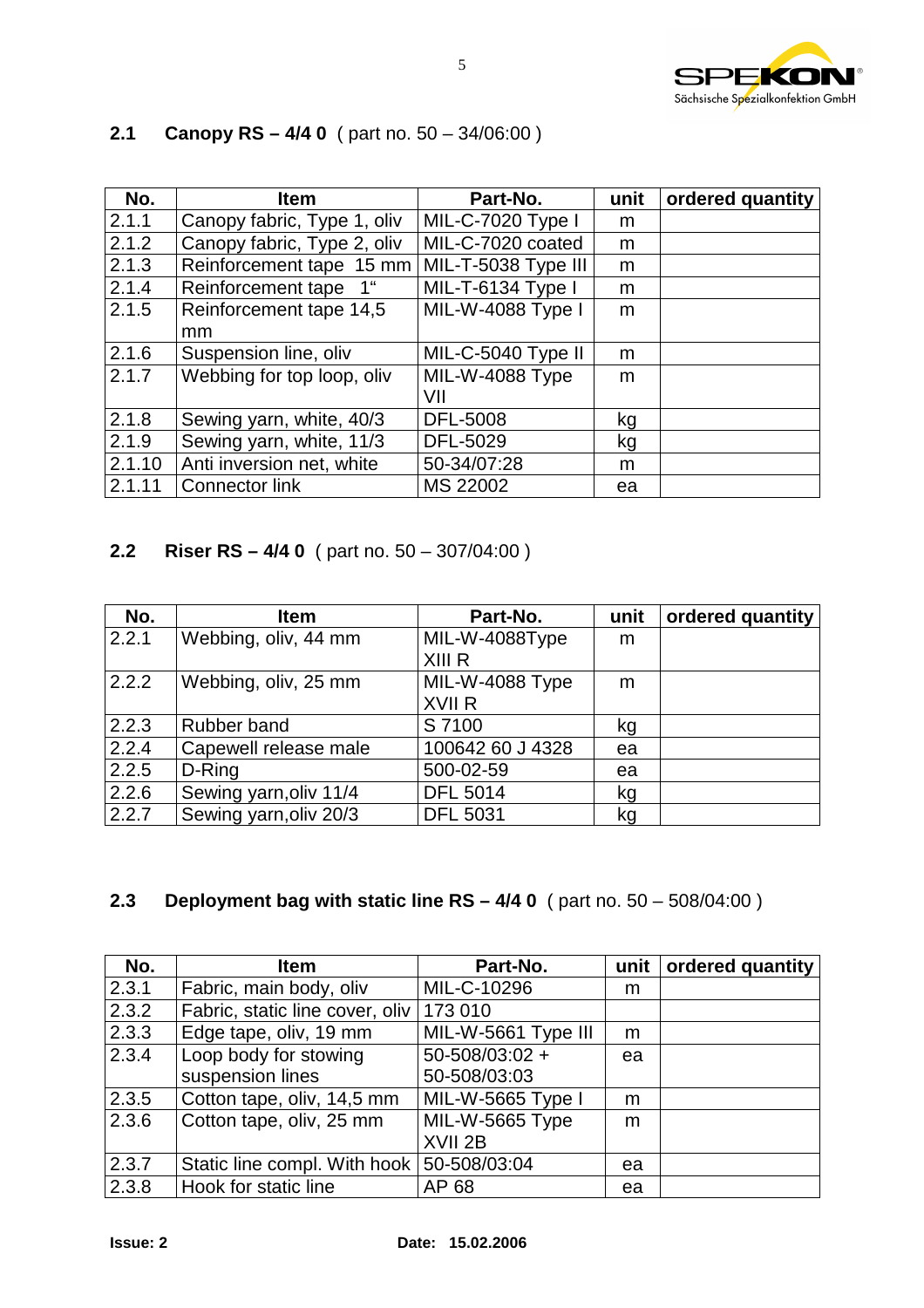## 2.1 Canopy RS – 4/4 0 ( part no. 50 – 34/06:00 )

| No. | Item | Part-No. | unit | ordered quantity |
|---|---|---|---|---|
| 2.1.1 | Canopy fabric, Type 1, oliv | MIL-C-7020 Type I | m | |
| 2.1.2 | Canopy fabric, Type 2, oliv | MIL-C-7020 coated | m | |
| 2.1.3 | Reinforcement tape 15 mm | MIL-T-5038 Type III | m | |
| 2.1.4 | Reinforcement tape 1“ | MIL-T-6134 Type I | m | |
| 2.1.5 | Reinforcement tape 14,5 mm | MIL-W-4088 Type I | m | |
| 2.1.6 | Suspension line, oliv | MIL-C-5040 Type II | m | |
| 2.1.7 | Webbing for top loop, oliv | MIL-W-4088 Type VII | m | |
| 2.1.8 | Sewing yarn, white, 40/3 | DFL-5008 | kg | |
| 2.1.9 | Sewing yarn, white, 11/3 | DFL-5029 | kg | |
| 2.1.10 | Anti inversion net, white | 50-34/07:28 | m | |
| 2.1.11 | Connector link | MS 22002 | ea | |

## 2.2 Riser RS – 4/4 0 ( part no. 50 – 307/04:00 )

| No. | Item | Part-No. | unit | ordered quantity |
|---|---|---|---|---|
| 2.2.1 | Webbing, oliv, 44 mm | MIL-W-4088Type XIII R | m | |
| 2.2.2 | Webbing, oliv, 25 mm | MIL-W-4088 Type XVII R | m | |
| 2.2.3 | Rubber band | S 7100 | kg | |
| 2.2.4 | Capewell release male | 100642 60 J 4328 | ea | |
| 2.2.5 | D-Ring | 500-02-59 | ea | |
| 2.2.6 | Sewing yarn,oliv 11/4 | DFL 5014 | kg | |
| 2.2.7 | Sewing yarn,oliv 20/3 | DFL 5031 | kg | |

## 2.3 Deployment bag with static line RS – 4/4 0 ( part no. 50 – 508/04:00 )

| No. | Item | Part-No. | unit | ordered quantity |
|---|---|---|---|---|
| 2.3.1 | Fabric, main body, oliv | MIL-C-10296 | m | |
| 2.3.2 | Fabric, static line cover, oliv | 173 010 | | |
| 2.3.3 | Edge tape, oliv, 19 mm | MIL-W-5661 Type III | m | |
| 2.3.4 | Loop body for stowing suspension lines | 50-508/03:02 + 50-508/03:03 | ea | |
| 2.3.5 | Cotton tape, oliv, 14,5 mm | MIL-W-5665 Type I | m | |
| 2.3.6 | Cotton tape, oliv, 25 mm | MIL-W-5665 Type XVII 2B | m | |
| 2.3.7 | Static line compl. With hook | 50-508/03:04 | ea | |
| 2.3.8 | Hook for static line | AP 68 | ea | |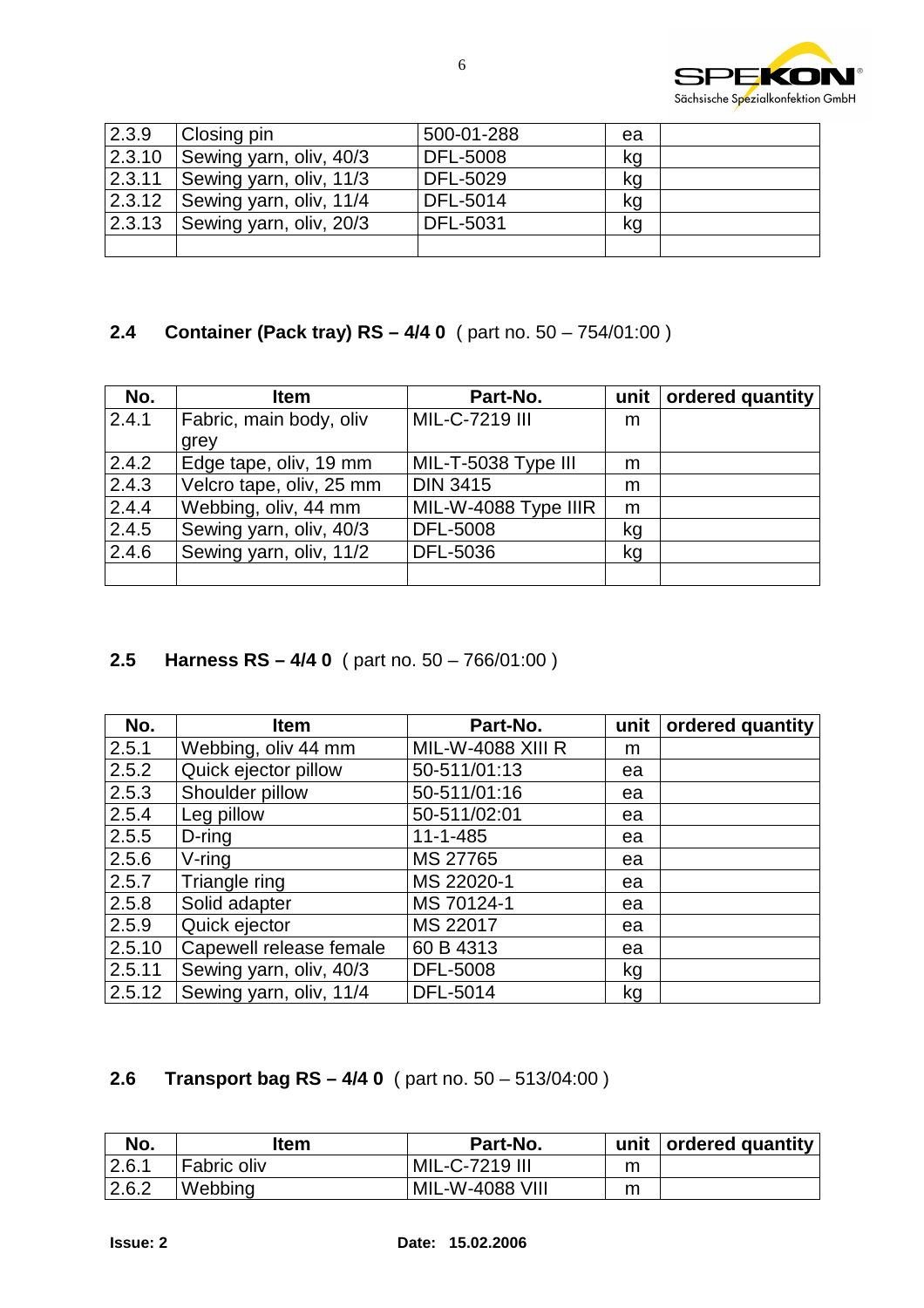| | | | | |
|---|---|---|---|---|
| 2.3.9 | Closing pin | 500-01-288 | ea | |
| 2.3.10 | Sewing yarn, oliv, 40/3 | DFL-5008 | kg | |
| 2.3.11 | Sewing yarn, oliv, 11/3 | DFL-5029 | kg | |
| 2.3.12 | Sewing yarn, oliv, 11/4 | DFL-5014 | kg | |
| 2.3.13 | Sewing yarn, oliv, 20/3 | DFL-5031 | kg | |
| | | | | |

## 2.4 Container (Pack tray) RS – 4/4 0 ( part no. 50 – 754/01:00 )

| No. | Item | Part-No. | unit | ordered quantity |
|---|---|---|---|---|
| 2.4.1 | Fabric, main body, oliv grey | MIL-C-7219 III | m | |
| 2.4.2 | Edge tape, oliv, 19 mm | MIL-T-5038 Type III | m | |
| 2.4.3 | Velcro tape, oliv, 25 mm | DIN 3415 | m | |
| 2.4.4 | Webbing, oliv, 44 mm | MIL-W-4088 Type IIIR | m | |
| 2.4.5 | Sewing yarn, oliv, 40/3 | DFL-5008 | kg | |
| 2.4.6 | Sewing yarn, oliv, 11/2 | DFL-5036 | kg | |
| | | | | |

## 2.5 Harness RS – 4/4 0 ( part no. 50 – 766/01:00 )

| No. | Item | Part-No. | unit | ordered quantity |
|---|---|---|---|---|
| 2.5.1 | Webbing, oliv 44 mm | MIL-W-4088 XIII R | m | |
| 2.5.2 | Quick ejector pillow | 50-511/01:13 | ea | |
| 2.5.3 | Shoulder pillow | 50-511/01:16 | ea | |
| 2.5.4 | Leg pillow | 50-511/02:01 | ea | |
| 2.5.5 | D-ring | 11-1-485 | ea | |
| 2.5.6 | V-ring | MS 27765 | ea | |
| 2.5.7 | Triangle ring | MS 22020-1 | ea | |
| 2.5.8 | Solid adapter | MS 70124-1 | ea | |
| 2.5.9 | Quick ejector | MS 22017 | ea | |
| 2.5.10 | Capewell release female | 60 B 4313 | ea | |
| 2.5.11 | Sewing yarn, oliv, 40/3 | DFL-5008 | kg | |
| 2.5.12 | Sewing yarn, oliv, 11/4 | DFL-5014 | kg | |

## 2.6 Transport bag RS – 4/4 0 ( part no. 50 – 513/04:00 )

| No. | Item | Part-No. | unit | ordered quantity |
|---|---|---|---|---|
| 2.6.1 | Fabric oliv | MIL-C-7219 III | m | |
| 2.6.2 | Webbing | MIL-W-4088 VIII | m | |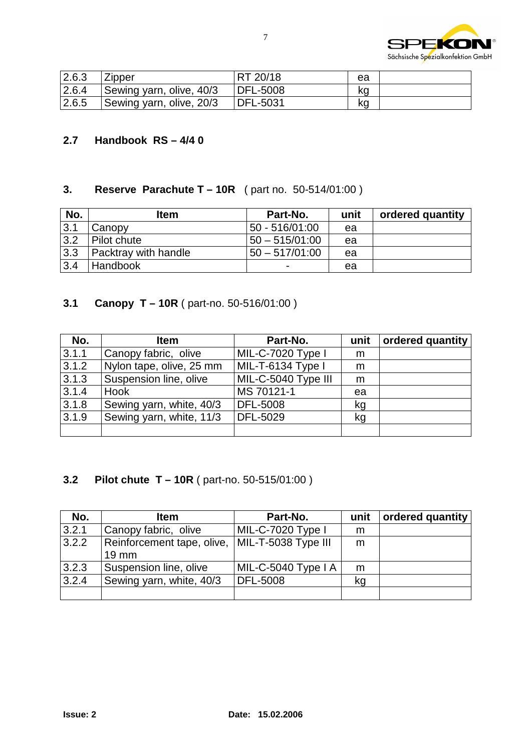| 2.6.3 | Zipper | RT 20/18 | ea | |
|---|---|---|---|---|
| 2.6.4 | Sewing yarn, olive, 40/3 | DFL-5008 | kg | |
| 2.6.5 | Sewing yarn, olive, 20/3 | DFL-5031 | kg | |

### 2.7 Handbook RS – 4/4 0

## 3. Reserve Parachute T – 10R ( part no. 50-514/01:00 )

| No. | Item | Part-No. | unit | ordered quantity |
|---|---|---|---|---|
| 3.1 | Canopy | 50 - 516/01:00 | ea | |
| 3.2 | Pilot chute | 50 – 515/01:00 | ea | |
| 3.3 | Packtray with handle | 50 – 517/01:00 | ea | |
| 3.4 | Handbook | - | ea | |

### 3.1 Canopy T – 10R ( part-no. 50-516/01:00 )

| No. | Item | Part-No. | unit | ordered quantity |
|---|---|---|---|---|
| 3.1.1 | Canopy fabric, olive | MIL-C-7020 Type I | m | |
| 3.1.2 | Nylon tape, olive, 25 mm | MIL-T-6134 Type I | m | |
| 3.1.3 | Suspension line, olive | MIL-C-5040 Type III | m | |
| 3.1.4 | Hook | MS 70121-1 | ea | |
| 3.1.8 | Sewing yarn, white, 40/3 | DFL-5008 | kg | |
| 3.1.9 | Sewing yarn, white, 11/3 | DFL-5029 | kg | |
| | | | | |

### 3.2 Pilot chute T – 10R ( part-no. 50-515/01:00 )

| No. | Item | Part-No. | unit | ordered quantity |
|---|---|---|---|---|
| 3.2.1 | Canopy fabric, olive | MIL-C-7020 Type I | m | |
| 3.2.2 | Reinforcement tape, olive, 19 mm | MIL-T-5038 Type III | m | |
| 3.2.3 | Suspension line, olive | MIL-C-5040 Type I A | m | |
| 3.2.4 | Sewing yarn, white, 40/3 | DFL-5008 | kg | |
| | | | | |

**Issue: 2** **Date: 15.02.2006**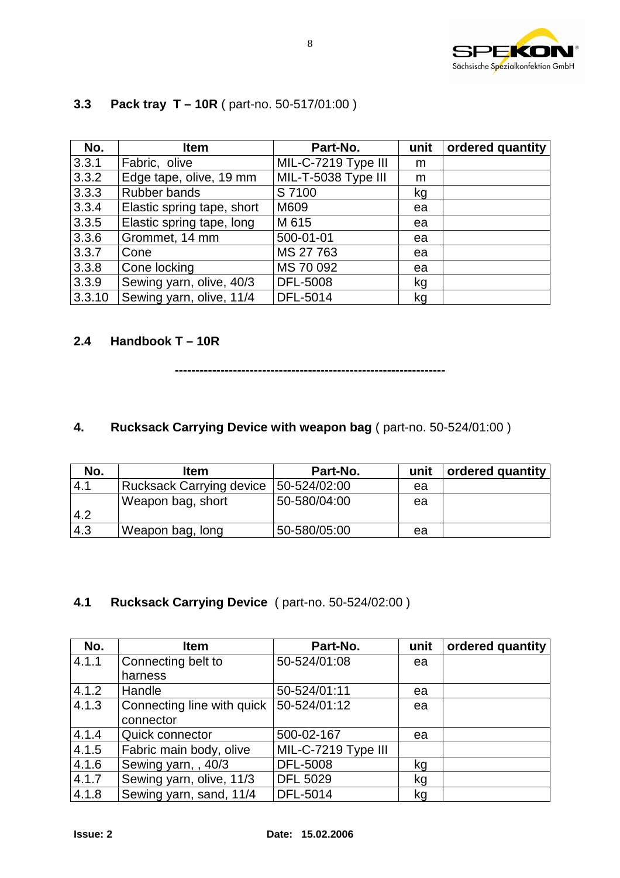### 3.3 Pack tray T – 10R ( part-no. 50-517/01:00 )

| No. | Item | Part-No. | unit | ordered quantity |
|---|---|---|---|---|
| 3.3.1 | Fabric, olive | MIL-C-7219 Type III | m | |
| 3.3.2 | Edge tape, olive, 19 mm | MIL-T-5038 Type III | m | |
| 3.3.3 | Rubber bands | S 7100 | kg | |
| 3.3.4 | Elastic spring tape, short | M609 | ea | |
| 3.3.5 | Elastic spring tape, long | M 615 | ea | |
| 3.3.6 | Grommet, 14 mm | 500-01-01 | ea | |
| 3.3.7 | Cone | MS 27 763 | ea | |
| 3.3.8 | Cone locking | MS 70 092 | ea | |
| 3.3.9 | Sewing yarn, olive, 40/3 | DFL-5008 | kg | |
| 3.3.10 | Sewing yarn, olive, 11/4 | DFL-5014 | kg | |

### 2.4 Handbook T – 10R

-----------------------------------------------------------------

## 4. Rucksack Carrying Device with weapon bag ( part-no. 50-524/01:00 )

| No. | Item | Part-No. | unit | ordered quantity |
|---|---|---|---|---|
| 4.1 | Rucksack Carrying device | 50-524/02:00 | ea | |
| 4.2 | Weapon bag, short | 50-580/04:00 | ea | |
| 4.3 | Weapon bag, long | 50-580/05:00 | ea | |

### 4.1 Rucksack Carrying Device ( part-no. 50-524/02:00 )

| No. | Item | Part-No. | unit | ordered quantity |
|---|---|---|---|---|
| 4.1.1 | Connecting belt to harness | 50-524/01:08 | ea | |
| 4.1.2 | Handle | 50-524/01:11 | ea | |
| 4.1.3 | Connecting line with quick connector | 50-524/01:12 | ea | |
| 4.1.4 | Quick connector | 500-02-167 | ea | |
| 4.1.5 | Fabric main body, olive | MIL-C-7219 Type III | | |
| 4.1.6 | Sewing yarn, , 40/3 | DFL-5008 | kg | |
| 4.1.7 | Sewing yarn, olive, 11/3 | DFL 5029 | kg | |
| 4.1.8 | Sewing yarn, sand, 11/4 | DFL-5014 | kg | |

**Issue: 2** **Date: 15.02.2006**